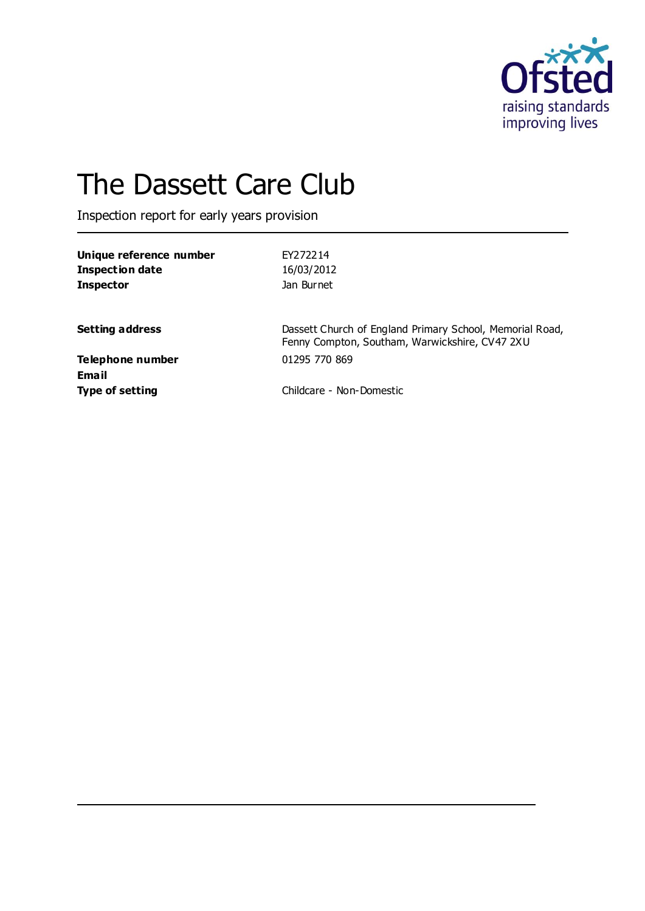# The Dassett Care Club

Inspection report for early years provision

| | |
|---|---|
| **Unique reference number** | EY272214 |
| **Inspection date** | 16/03/2012 |
| **Inspector** | Jan Burnet |
| | |
| **Setting address** | Dassett Church of England Primary School, Memorial Road, Fenny Compton, Southam, Warwickshire, CV47 2XU |
| **Telephone number** | 01295 770 869 |
| **Email** | |
| **Type of setting** | Childcare - Non-Domestic |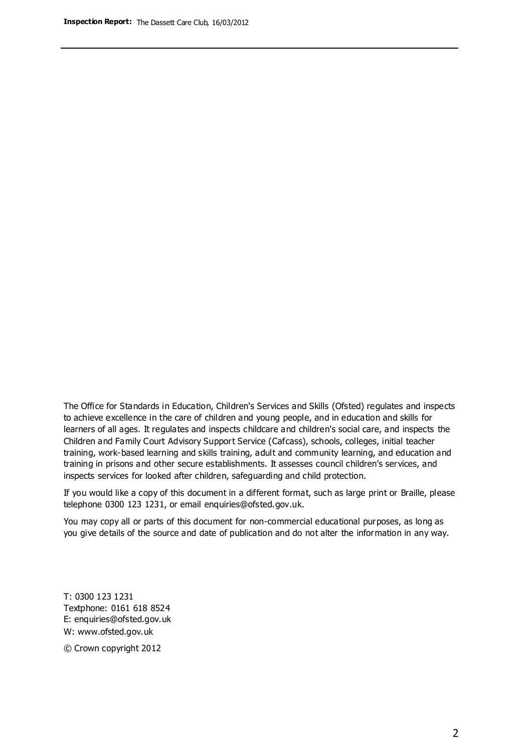The Office for Standards in Education, Children's Services and Skills (Ofsted) regulates and inspects to achieve excellence in the care of children and young people, and in education and skills for learners of all ages. It regulates and inspects childcare and children's social care, and inspects the Children and Family Court Advisory Support Service (Cafcass), schools, colleges, initial teacher training, work-based learning and skills training, adult and community learning, and education and training in prisons and other secure establishments. It assesses council children's services, and inspects services for looked after children, safeguarding and child protection.

If you would like a copy of this document in a different format, such as large print or Braille, please telephone 0300 123 1231, or email enquiries@ofsted.gov.uk.

You may copy all or parts of this document for non-commercial educational purposes, as long as you give details of the source and date of publication and do not alter the information in any way.

T: 0300 123 1231
Textphone: 0161 618 8524
E: enquiries@ofsted.gov.uk
W: www.ofsted.gov.uk

© Crown copyright 2012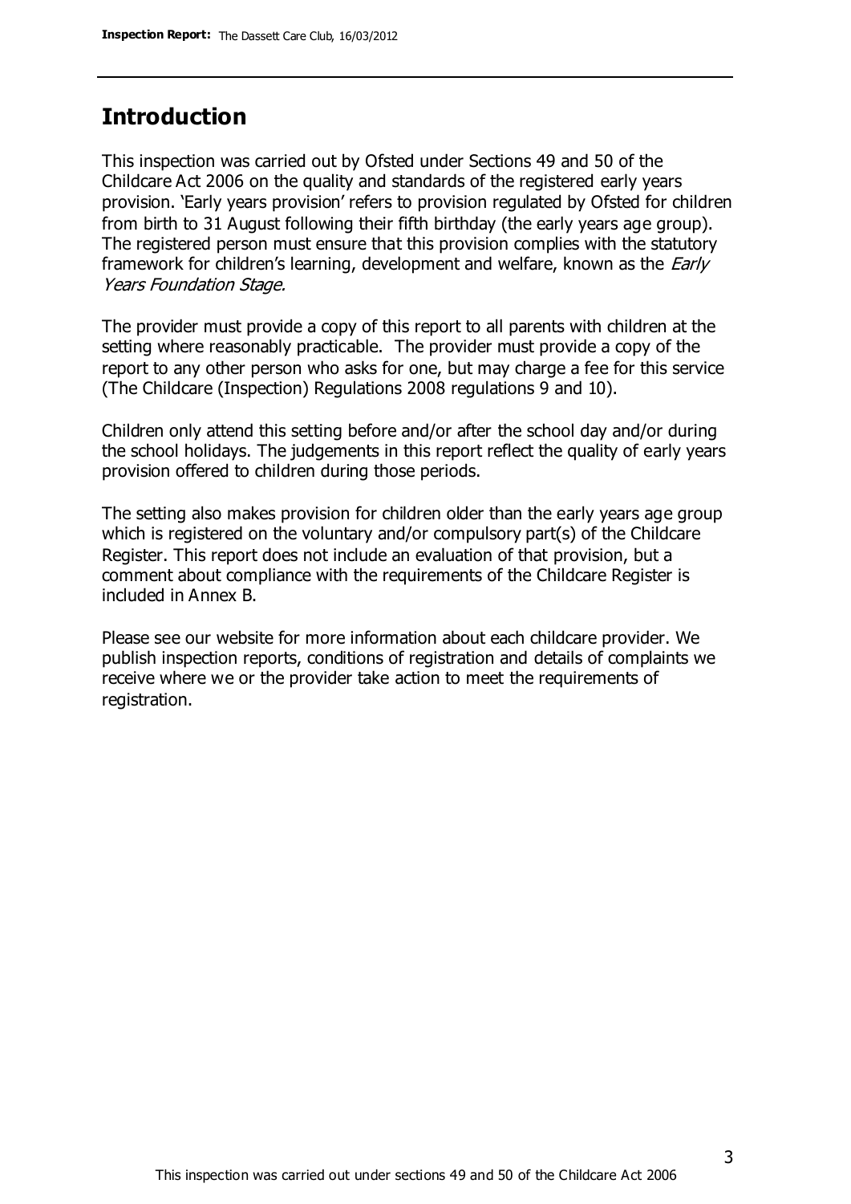## Introduction

This inspection was carried out by Ofsted under Sections 49 and 50 of the Childcare Act 2006 on the quality and standards of the registered early years provision. 'Early years provision' refers to provision regulated by Ofsted for children from birth to 31 August following their fifth birthday (the early years age group). The registered person must ensure that this provision complies with the statutory framework for children's learning, development and welfare, known as the *Early Years Foundation Stage.*

The provider must provide a copy of this report to all parents with children at the setting where reasonably practicable. The provider must provide a copy of the report to any other person who asks for one, but may charge a fee for this service (The Childcare (Inspection) Regulations 2008 regulations 9 and 10).

Children only attend this setting before and/or after the school day and/or during the school holidays. The judgements in this report reflect the quality of early years provision offered to children during those periods.

The setting also makes provision for children older than the early years age group which is registered on the voluntary and/or compulsory part(s) of the Childcare Register. This report does not include an evaluation of that provision, but a comment about compliance with the requirements of the Childcare Register is included in Annex B.

Please see our website for more information about each childcare provider. We publish inspection reports, conditions of registration and details of complaints we receive where we or the provider take action to meet the requirements of registration.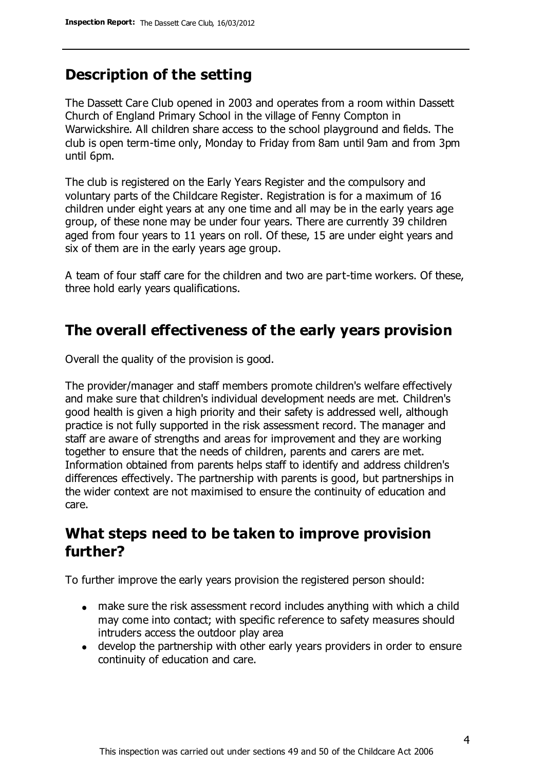## Description of the setting

The Dassett Care Club opened in 2003 and operates from a room within Dassett Church of England Primary School in the village of Fenny Compton in Warwickshire. All children share access to the school playground and fields. The club is open term-time only, Monday to Friday from 8am until 9am and from 3pm until 6pm.

The club is registered on the Early Years Register and the compulsory and voluntary parts of the Childcare Register. Registration is for a maximum of 16 children under eight years at any one time and all may be in the early years age group, of these none may be under four years. There are currently 39 children aged from four years to 11 years on roll. Of these, 15 are under eight years and six of them are in the early years age group.

A team of four staff care for the children and two are part-time workers. Of these, three hold early years qualifications.

## The overall effectiveness of the early years provision

Overall the quality of the provision is good.

The provider/manager and staff members promote children's welfare effectively and make sure that children's individual development needs are met. Children's good health is given a high priority and their safety is addressed well, although practice is not fully supported in the risk assessment record. The manager and staff are aware of strengths and areas for improvement and they are working together to ensure that the needs of children, parents and carers are met. Information obtained from parents helps staff to identify and address children's differences effectively. The partnership with parents is good, but partnerships in the wider context are not maximised to ensure the continuity of education and care.

## What steps need to be taken to improve provision further?

To further improve the early years provision the registered person should:

- make sure the risk assessment record includes anything with which a child may come into contact; with specific reference to safety measures should intruders access the outdoor play area
- develop the partnership with other early years providers in order to ensure continuity of education and care.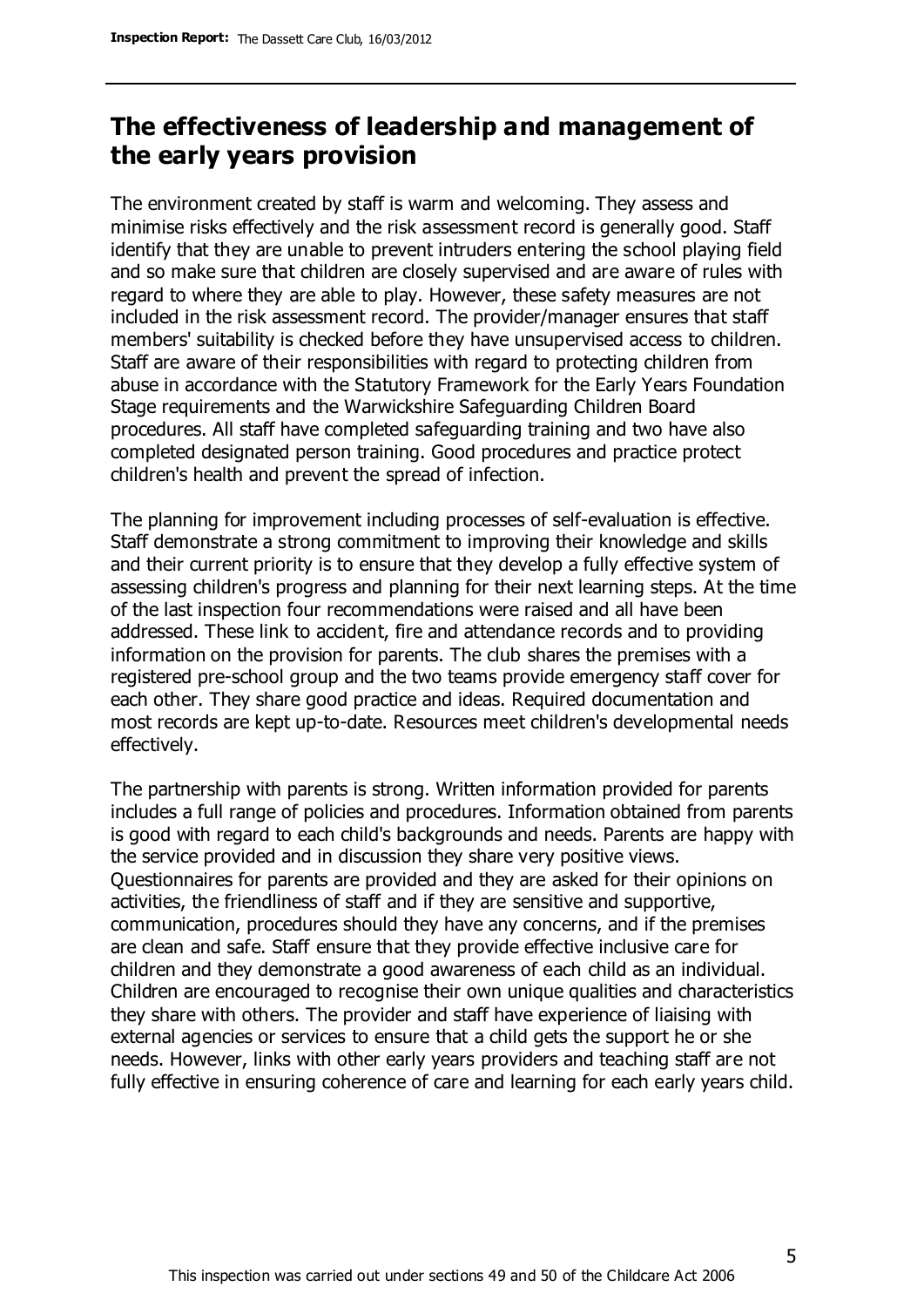## The effectiveness of leadership and management of the early years provision

The environment created by staff is warm and welcoming. They assess and minimise risks effectively and the risk assessment record is generally good. Staff identify that they are unable to prevent intruders entering the school playing field and so make sure that children are closely supervised and are aware of rules with regard to where they are able to play. However, these safety measures are not included in the risk assessment record. The provider/manager ensures that staff members' suitability is checked before they have unsupervised access to children. Staff are aware of their responsibilities with regard to protecting children from abuse in accordance with the Statutory Framework for the Early Years Foundation Stage requirements and the Warwickshire Safeguarding Children Board procedures. All staff have completed safeguarding training and two have also completed designated person training. Good procedures and practice protect children's health and prevent the spread of infection.

The planning for improvement including processes of self-evaluation is effective. Staff demonstrate a strong commitment to improving their knowledge and skills and their current priority is to ensure that they develop a fully effective system of assessing children's progress and planning for their next learning steps. At the time of the last inspection four recommendations were raised and all have been addressed. These link to accident, fire and attendance records and to providing information on the provision for parents. The club shares the premises with a registered pre-school group and the two teams provide emergency staff cover for each other. They share good practice and ideas. Required documentation and most records are kept up-to-date. Resources meet children's developmental needs effectively.

The partnership with parents is strong. Written information provided for parents includes a full range of policies and procedures. Information obtained from parents is good with regard to each child's backgrounds and needs. Parents are happy with the service provided and in discussion they share very positive views. Questionnaires for parents are provided and they are asked for their opinions on activities, the friendliness of staff and if they are sensitive and supportive, communication, procedures should they have any concerns, and if the premises are clean and safe. Staff ensure that they provide effective inclusive care for children and they demonstrate a good awareness of each child as an individual. Children are encouraged to recognise their own unique qualities and characteristics they share with others. The provider and staff have experience of liaising with external agencies or services to ensure that a child gets the support he or she needs. However, links with other early years providers and teaching staff are not fully effective in ensuring coherence of care and learning for each early years child.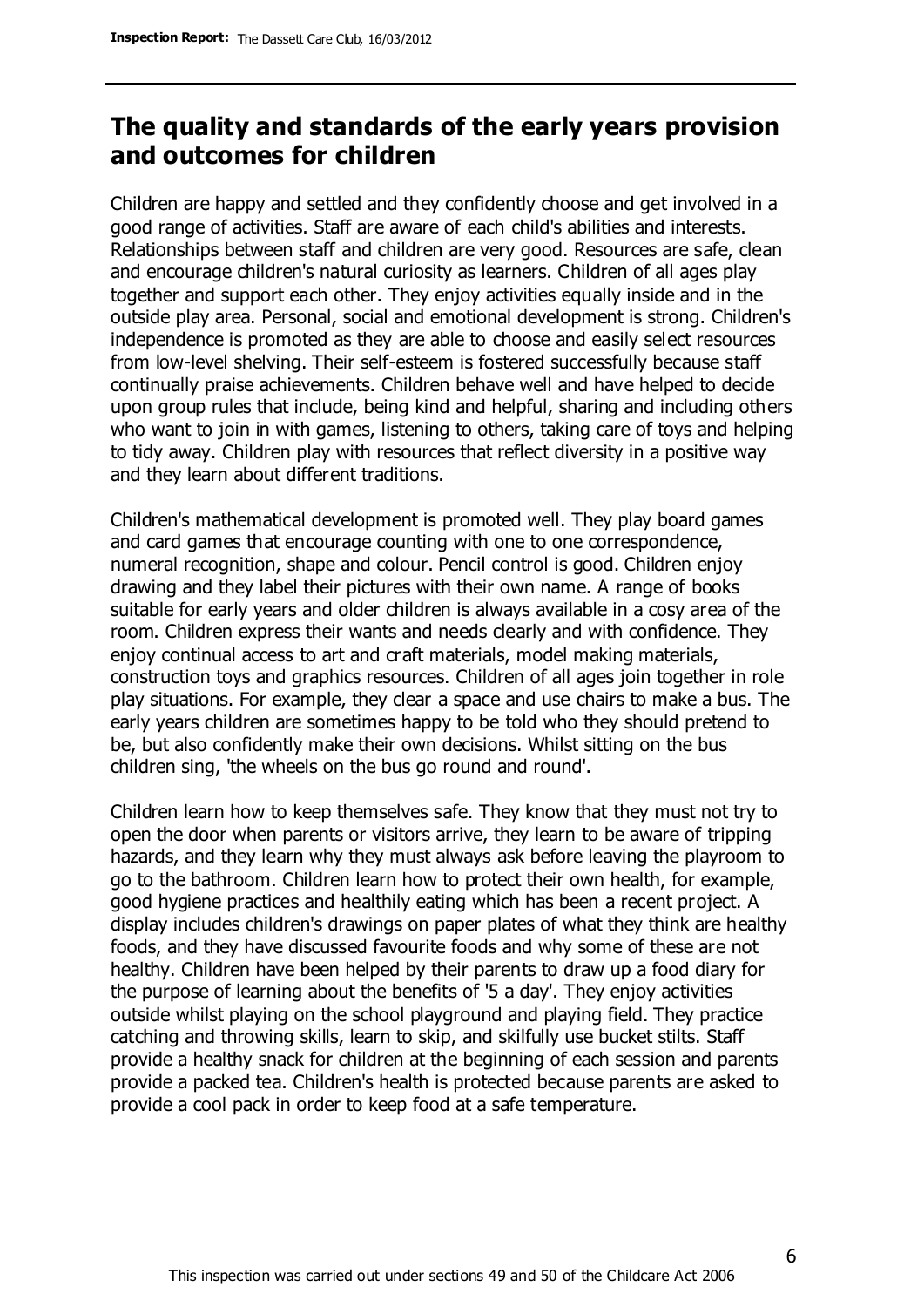## The quality and standards of the early years provision and outcomes for children

Children are happy and settled and they confidently choose and get involved in a good range of activities. Staff are aware of each child's abilities and interests. Relationships between staff and children are very good. Resources are safe, clean and encourage children's natural curiosity as learners. Children of all ages play together and support each other. They enjoy activities equally inside and in the outside play area. Personal, social and emotional development is strong. Children's independence is promoted as they are able to choose and easily select resources from low-level shelving. Their self-esteem is fostered successfully because staff continually praise achievements. Children behave well and have helped to decide upon group rules that include, being kind and helpful, sharing and including others who want to join in with games, listening to others, taking care of toys and helping to tidy away. Children play with resources that reflect diversity in a positive way and they learn about different traditions.

Children's mathematical development is promoted well. They play board games and card games that encourage counting with one to one correspondence, numeral recognition, shape and colour. Pencil control is good. Children enjoy drawing and they label their pictures with their own name. A range of books suitable for early years and older children is always available in a cosy area of the room. Children express their wants and needs clearly and with confidence. They enjoy continual access to art and craft materials, model making materials, construction toys and graphics resources. Children of all ages join together in role play situations. For example, they clear a space and use chairs to make a bus. The early years children are sometimes happy to be told who they should pretend to be, but also confidently make their own decisions. Whilst sitting on the bus children sing, 'the wheels on the bus go round and round'.

Children learn how to keep themselves safe. They know that they must not try to open the door when parents or visitors arrive, they learn to be aware of tripping hazards, and they learn why they must always ask before leaving the playroom to go to the bathroom. Children learn how to protect their own health, for example, good hygiene practices and healthily eating which has been a recent project. A display includes children's drawings on paper plates of what they think are healthy foods, and they have discussed favourite foods and why some of these are not healthy. Children have been helped by their parents to draw up a food diary for the purpose of learning about the benefits of '5 a day'. They enjoy activities outside whilst playing on the school playground and playing field. They practice catching and throwing skills, learn to skip, and skilfully use bucket stilts. Staff provide a healthy snack for children at the beginning of each session and parents provide a packed tea. Children's health is protected because parents are asked to provide a cool pack in order to keep food at a safe temperature.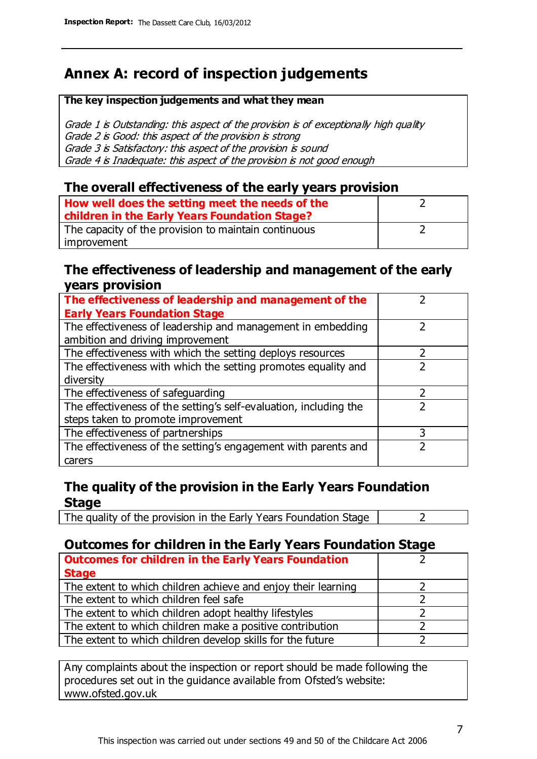# Annex A: record of inspection judgements

**The key inspection judgements and what they mean**

*Grade 1 is Outstanding: this aspect of the provision is of exceptionally high quality*
*Grade 2 is Good: this aspect of the provision is strong*
*Grade 3 is Satisfactory: this aspect of the provision is sound*
*Grade 4 is Inadequate: this aspect of the provision is not good enough*

## The overall effectiveness of the early years provision

| | |
|---|---|
| **How well does the setting meet the needs of the children in the Early Years Foundation Stage?** | 2 |
| The capacity of the provision to maintain continuous improvement | 2 |

## The effectiveness of leadership and management of the early years provision

| | |
|---|---|
| **The effectiveness of leadership and management of the Early Years Foundation Stage** | 2 |
| The effectiveness of leadership and management in embedding ambition and driving improvement | 2 |
| The effectiveness with which the setting deploys resources | 2 |
| The effectiveness with which the setting promotes equality and diversity | 2 |
| The effectiveness of safeguarding | 2 |
| The effectiveness of the setting's self-evaluation, including the steps taken to promote improvement | 2 |
| The effectiveness of partnerships | 3 |
| The effectiveness of the setting's engagement with parents and carers | 2 |

## The quality of the provision in the Early Years Foundation Stage

| | |
|---|---|
| The quality of the provision in the Early Years Foundation Stage | 2 |

## Outcomes for children in the Early Years Foundation Stage

| | |
|---|---|
| **Outcomes for children in the Early Years Foundation Stage** | 2 |
| The extent to which children achieve and enjoy their learning | 2 |
| The extent to which children feel safe | 2 |
| The extent to which children adopt healthy lifestyles | 2 |
| The extent to which children make a positive contribution | 2 |
| The extent to which children develop skills for the future | 2 |

Any complaints about the inspection or report should be made following the procedures set out in the guidance available from Ofsted's website: www.ofsted.gov.uk

This inspection was carried out under sections 49 and 50 of the Childcare Act 2006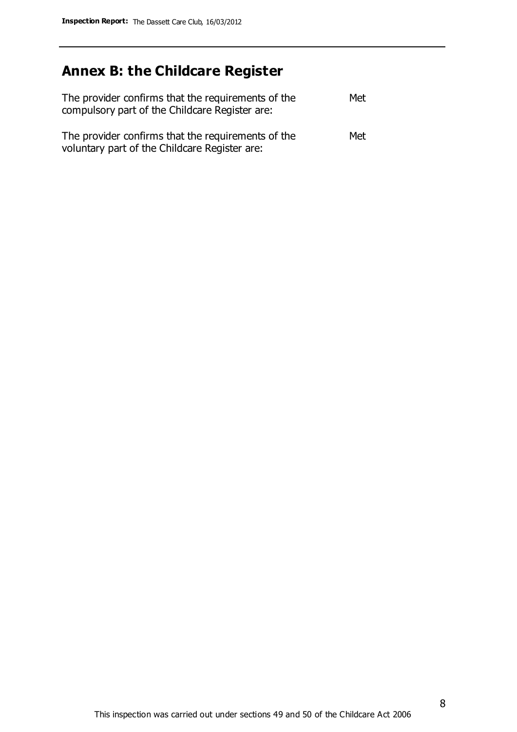## Annex B: the Childcare Register

| | |
|---|---|
| The provider confirms that the requirements of the compulsory part of the Childcare Register are: | Met |
| The provider confirms that the requirements of the voluntary part of the Childcare Register are: | Met |

This inspection was carried out under sections 49 and 50 of the Childcare Act 2006